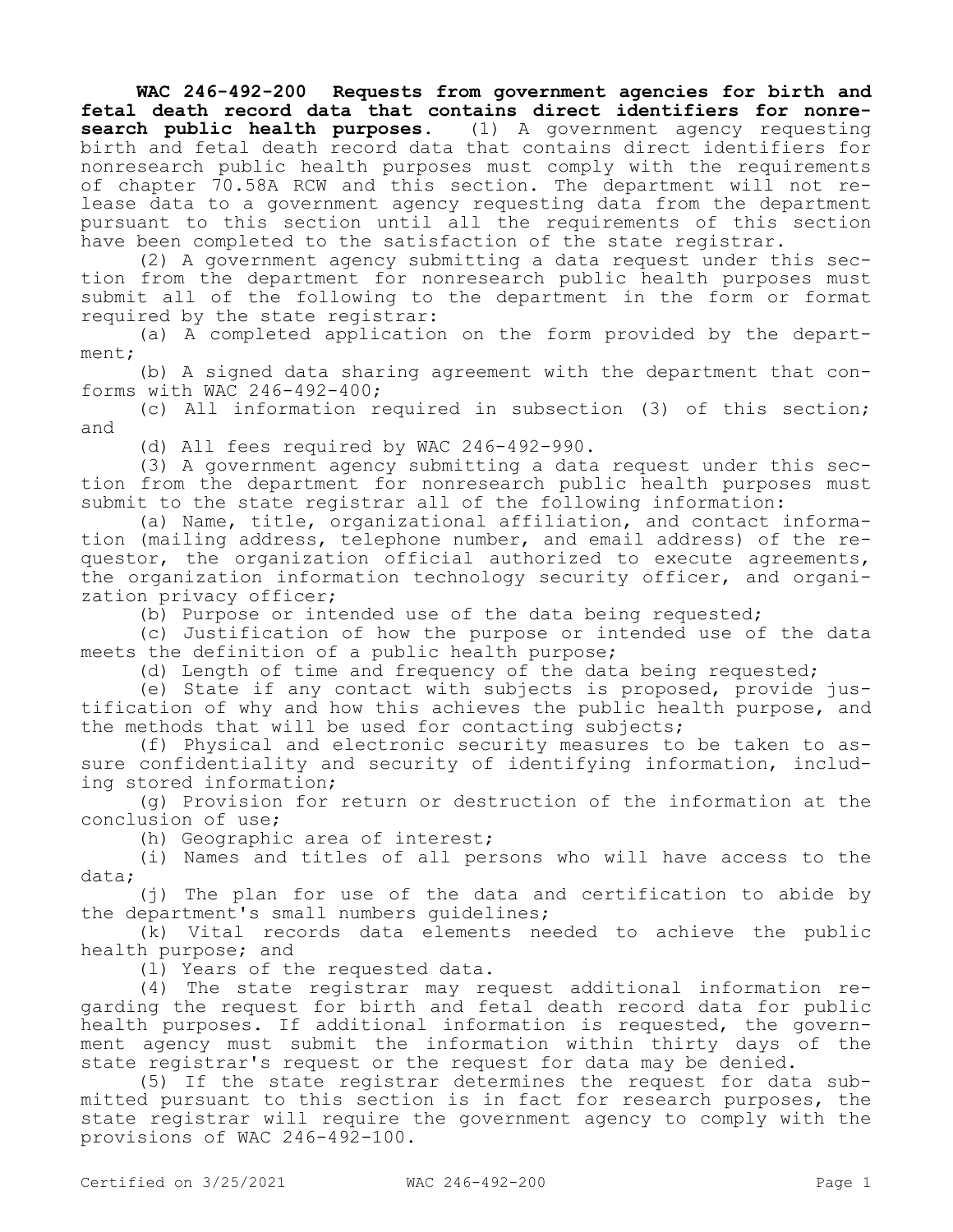**WAC 246-492-200 Requests from government agencies for birth and fetal death record data that contains direct identifiers for nonresearch public health purposes.** (1) A government agency requesting birth and fetal death record data that contains direct identifiers for nonresearch public health purposes must comply with the requirements of chapter 70.58A RCW and this section. The department will not release data to a government agency requesting data from the department pursuant to this section until all the requirements of this section have been completed to the satisfaction of the state registrar.

(2) A government agency submitting a data request under this section from the department for nonresearch public health purposes must submit all of the following to the department in the form or format required by the state registrar:

(a) A completed application on the form provided by the department;

(b) A signed data sharing agreement with the department that conforms with WAC 246-492-400;

(c) All information required in subsection (3) of this section; and

(d) All fees required by WAC 246-492-990.

(3) A government agency submitting a data request under this section from the department for nonresearch public health purposes must submit to the state registrar all of the following information:

(a) Name, title, organizational affiliation, and contact information (mailing address, telephone number, and email address) of the requestor, the organization official authorized to execute agreements, the organization information technology security officer, and organization privacy officer;

(b) Purpose or intended use of the data being requested;

(c) Justification of how the purpose or intended use of the data meets the definition of a public health purpose;

(d) Length of time and frequency of the data being requested;

(e) State if any contact with subjects is proposed, provide justification of why and how this achieves the public health purpose, and the methods that will be used for contacting subjects;

(f) Physical and electronic security measures to be taken to assure confidentiality and security of identifying information, including stored information;

(g) Provision for return or destruction of the information at the conclusion of use;

(h) Geographic area of interest;

(i) Names and titles of all persons who will have access to the data;

(j) The plan for use of the data and certification to abide by the department's small numbers guidelines;

(k) Vital records data elements needed to achieve the public health purpose; and

(l) Years of the requested data.

(4) The state registrar may request additional information regarding the request for birth and fetal death record data for public health purposes. If additional information is requested, the government agency must submit the information within thirty days of the state registrar's request or the request for data may be denied.

(5) If the state registrar determines the request for data submitted pursuant to this section is in fact for research purposes, the state registrar will require the government agency to comply with the provisions of WAC 246-492-100.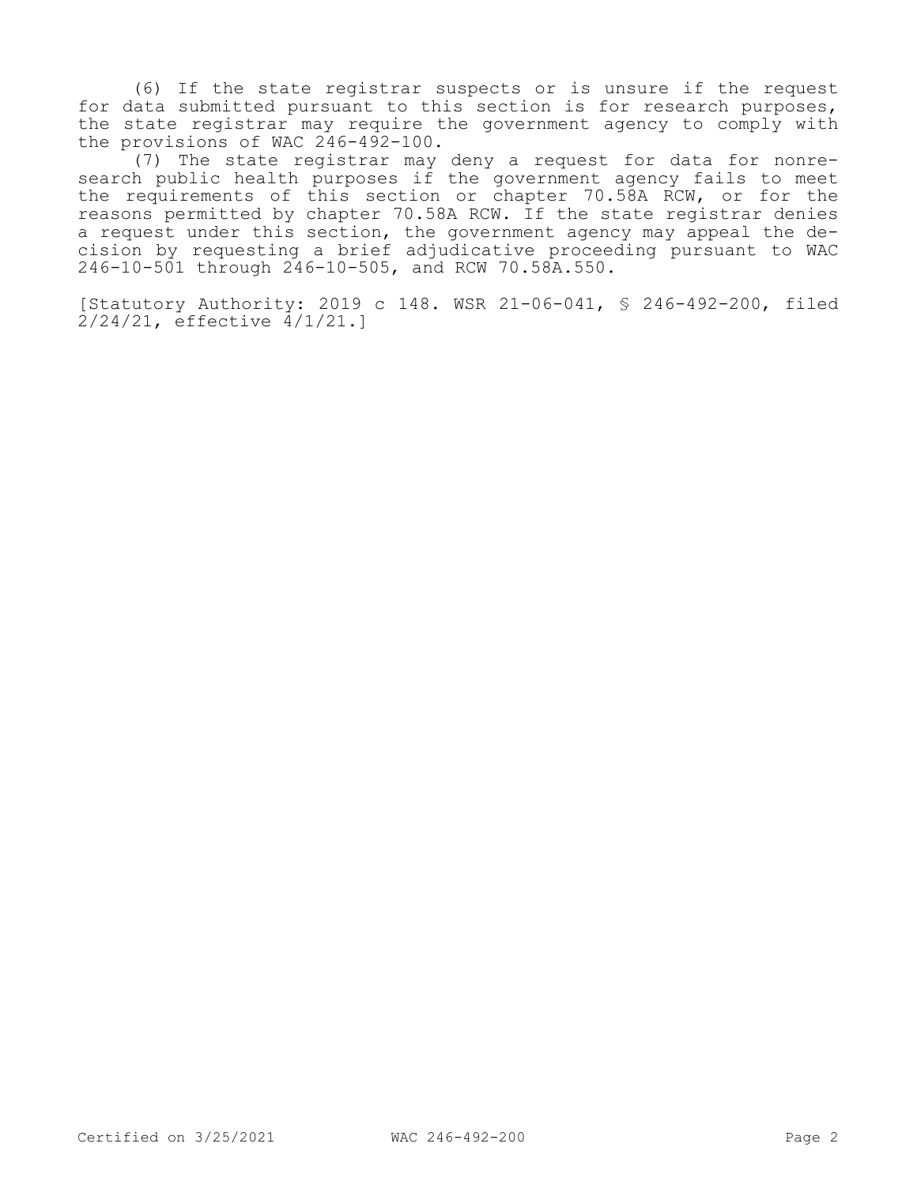(6) If the state registrar suspects or is unsure if the request for data submitted pursuant to this section is for research purposes, the state registrar may require the government agency to comply with the provisions of WAC 246-492-100.

(7) The state registrar may deny a request for data for nonresearch public health purposes if the government agency fails to meet the requirements of this section or chapter 70.58A RCW, or for the reasons permitted by chapter 70.58A RCW. If the state registrar denies a request under this section, the government agency may appeal the decision by requesting a brief adjudicative proceeding pursuant to WAC 246-10-501 through 246-10-505, and RCW 70.58A.550.

[Statutory Authority: 2019 c 148. WSR 21-06-041, § 246-492-200, filed 2/24/21, effective 4/1/21.]